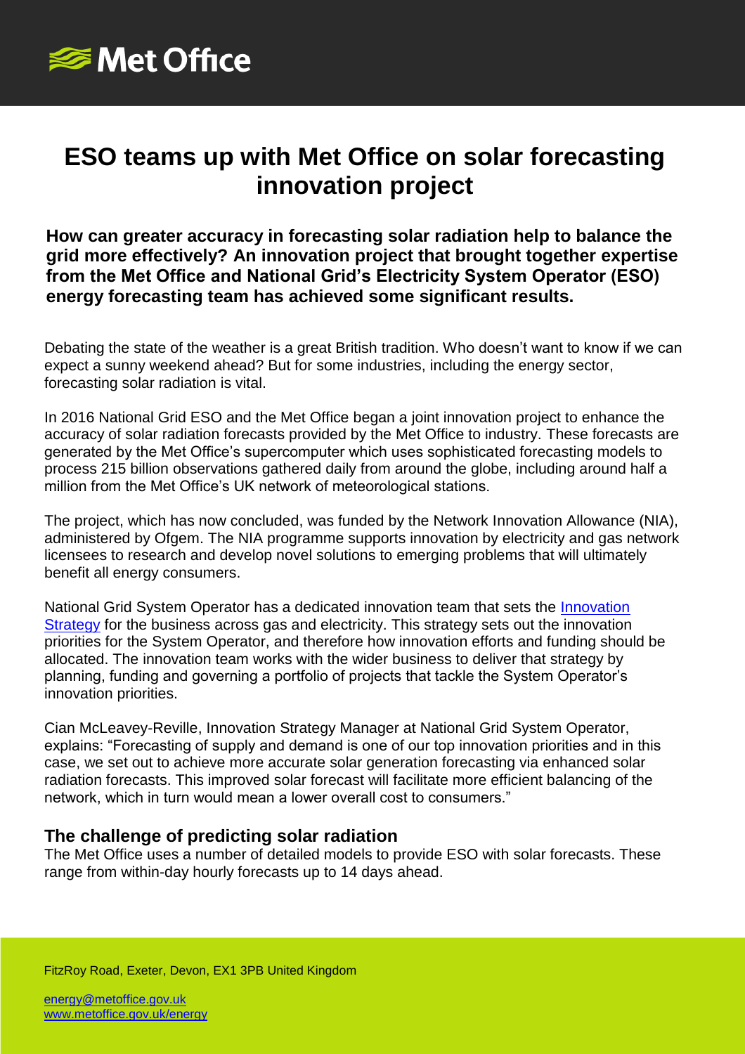# ESO teams up with Met Office on solar forecasting innovation project

**How can greater accuracy in forecasting solar radiation help to balance the grid more effectively? An innovation project that brought together expertise from the Met Office and National Grid's Electricity System Operator (ESO) energy forecasting team has achieved some significant results.**

Debating the state of the weather is a great British tradition. Who doesn't want to know if we can expect a sunny weekend ahead? But for some industries, including the energy sector, forecasting solar radiation is vital.

In 2016 National Grid ESO and the Met Office began a joint innovation project to enhance the accuracy of solar radiation forecasts provided by the Met Office to industry. These forecasts are generated by the Met Office's supercomputer which uses sophisticated forecasting models to process 215 billion observations gathered daily from around the globe, including around half a million from the Met Office's UK network of meteorological stations.

The project, which has now concluded, was funded by the Network Innovation Allowance (NIA), administered by Ofgem. The NIA programme supports innovation by electricity and gas network licensees to research and develop novel solutions to emerging problems that will ultimately benefit all energy consumers.

National Grid System Operator has a dedicated innovation team that sets the Innovation Strategy for the business across gas and electricity. This strategy sets out the innovation priorities for the System Operator, and therefore how innovation efforts and funding should be allocated. The innovation team works with the wider business to deliver that strategy by planning, funding and governing a portfolio of projects that tackle the System Operator's innovation priorities.

Cian McLeavey-Reville, Innovation Strategy Manager at National Grid System Operator, explains: "Forecasting of supply and demand is one of our top innovation priorities and in this case, we set out to achieve more accurate solar generation forecasting via enhanced solar radiation forecasts. This improved solar forecast will facilitate more efficient balancing of the network, which in turn would mean a lower overall cost to consumers."

## The challenge of predicting solar radiation

The Met Office uses a number of detailed models to provide ESO with solar forecasts. These range from within-day hourly forecasts up to 14 days ahead.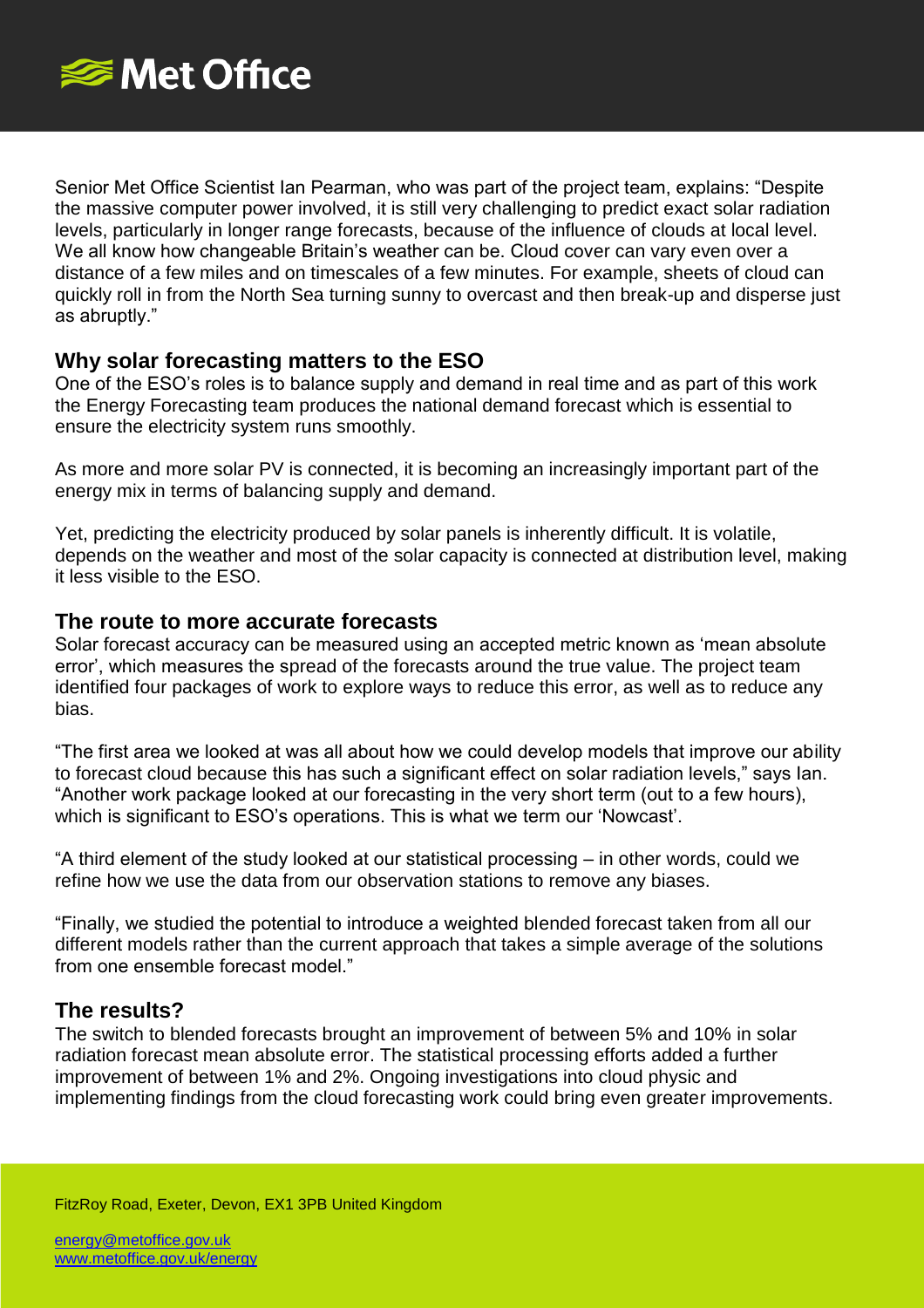Senior Met Office Scientist Ian Pearman, who was part of the project team, explains: "Despite the massive computer power involved, it is still very challenging to predict exact solar radiation levels, particularly in longer range forecasts, because of the influence of clouds at local level. We all know how changeable Britain's weather can be. Cloud cover can vary even over a distance of a few miles and on timescales of a few minutes. For example, sheets of cloud can quickly roll in from the North Sea turning sunny to overcast and then break-up and disperse just as abruptly."

## Why solar forecasting matters to the ESO

One of the ESO's roles is to balance supply and demand in real time and as part of this work the Energy Forecasting team produces the national demand forecast which is essential to ensure the electricity system runs smoothly.

As more and more solar PV is connected, it is becoming an increasingly important part of the energy mix in terms of balancing supply and demand.

Yet, predicting the electricity produced by solar panels is inherently difficult. It is volatile, depends on the weather and most of the solar capacity is connected at distribution level, making it less visible to the ESO.

## The route to more accurate forecasts

Solar forecast accuracy can be measured using an accepted metric known as 'mean absolute error', which measures the spread of the forecasts around the true value. The project team identified four packages of work to explore ways to reduce this error, as well as to reduce any bias.

"The first area we looked at was all about how we could develop models that improve our ability to forecast cloud because this has such a significant effect on solar radiation levels," says Ian. "Another work package looked at our forecasting in the very short term (out to a few hours), which is significant to ESO's operations. This is what we term our 'Nowcast'.

"A third element of the study looked at our statistical processing – in other words, could we refine how we use the data from our observation stations to remove any biases.

"Finally, we studied the potential to introduce a weighted blended forecast taken from all our different models rather than the current approach that takes a simple average of the solutions from one ensemble forecast model."

## The results?

The switch to blended forecasts brought an improvement of between 5% and 10% in solar radiation forecast mean absolute error. The statistical processing efforts added a further improvement of between 1% and 2%. Ongoing investigations into cloud physic and implementing findings from the cloud forecasting work could bring even greater improvements.

FitzRoy Road, Exeter, Devon, EX1 3PB United Kingdom

energy@metoffice.gov.uk
www.metoffice.gov.uk/energy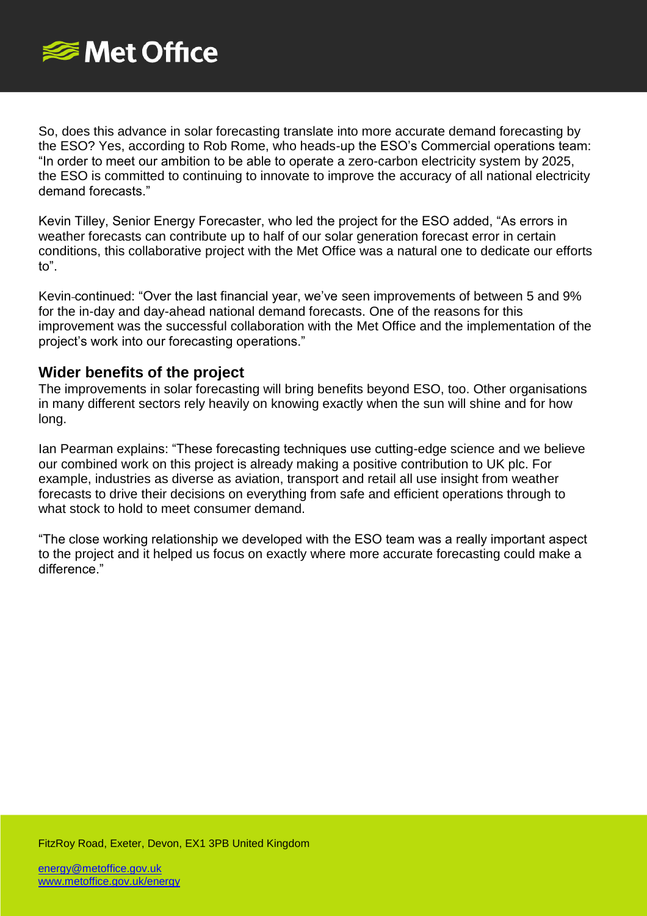So, does this advance in solar forecasting translate into more accurate demand forecasting by the ESO? Yes, according to Rob Rome, who heads-up the ESO's Commercial operations team: "In order to meet our ambition to be able to operate a zero-carbon electricity system by 2025, the ESO is committed to continuing to innovate to improve the accuracy of all national electricity demand forecasts."

Kevin Tilley, Senior Energy Forecaster, who led the project for the ESO added, "As errors in weather forecasts can contribute up to half of our solar generation forecast error in certain conditions, this collaborative project with the Met Office was a natural one to dedicate our efforts to".

Kevin continued: "Over the last financial year, we've seen improvements of between 5 and 9% for the in-day and day-ahead national demand forecasts. One of the reasons for this improvement was the successful collaboration with the Met Office and the implementation of the project's work into our forecasting operations."

## Wider benefits of the project

The improvements in solar forecasting will bring benefits beyond ESO, too. Other organisations in many different sectors rely heavily on knowing exactly when the sun will shine and for how long.

Ian Pearman explains: "These forecasting techniques use cutting-edge science and we believe our combined work on this project is already making a positive contribution to UK plc. For example, industries as diverse as aviation, transport and retail all use insight from weather forecasts to drive their decisions on everything from safe and efficient operations through to what stock to hold to meet consumer demand.

"The close working relationship we developed with the ESO team was a really important aspect to the project and it helped us focus on exactly where more accurate forecasting could make a difference."

FitzRoy Road, Exeter, Devon, EX1 3PB United Kingdom

energy@metoffice.gov.uk
www.metoffice.gov.uk/energy